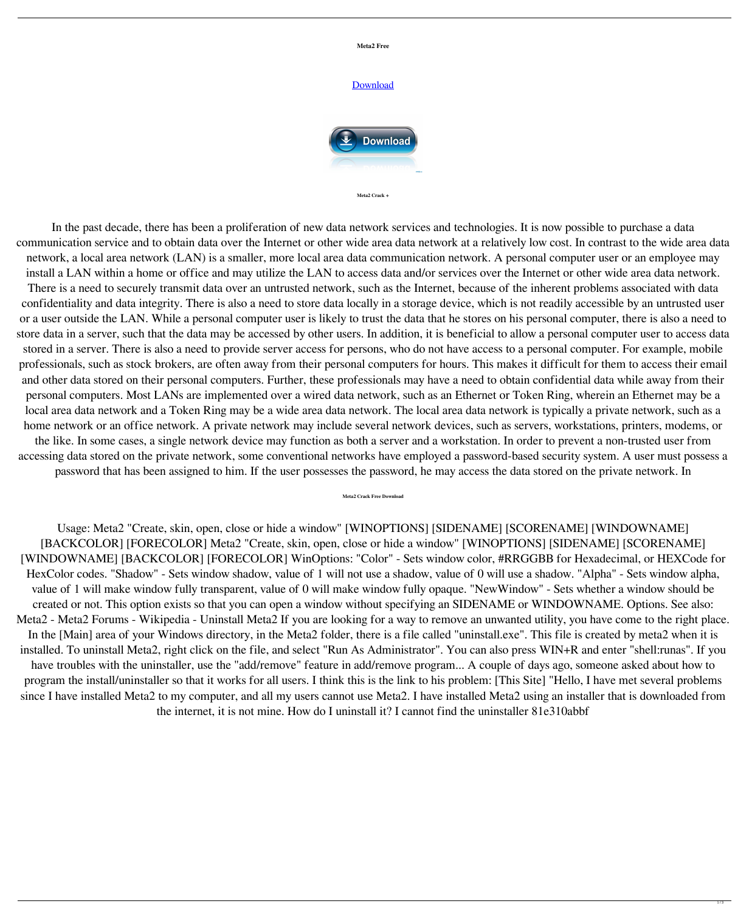**Meta2 Free**

[Download](#)

**Meta2 Crack +**

In the past decade, there has been a proliferation of new data network services and technologies. It is now possible to purchase a data communication service and to obtain data over the Internet or other wide area data network at a relatively low cost. In contrast to the wide area data network, a local area network (LAN) is a smaller, more local area data communication network. A personal computer user or an employee may install a LAN within a home or office and may utilize the LAN to access data and/or services over the Internet or other wide area data network. There is a need to securely transmit data over an untrusted network, such as the Internet, because of the inherent problems associated with data confidentiality and data integrity. There is also a need to store data locally in a storage device, which is not readily accessible by an untrusted user or a user outside the LAN. While a personal computer user is likely to trust the data that he stores on his personal computer, there is also a need to store data in a server, such that the data may be accessed by other users. In addition, it is beneficial to allow a personal computer user to access data stored in a server. There is also a need to provide server access for persons, who do not have access to a personal computer. For example, mobile professionals, such as stock brokers, are often away from their personal computers for hours. This makes it difficult for them to access their email and other data stored on their personal computers. Further, these professionals may have a need to obtain confidential data while away from their personal computers. Most LANs are implemented over a wired data network, such as an Ethernet or Token Ring, wherein an Ethernet may be a local area data network and a Token Ring may be a wide area data network. The local area data network is typically a private network, such as a home network or an office network. A private network may include several network devices, such as servers, workstations, printers, modems, or the like. In some cases, a single network device may function as both a server and a workstation. In order to prevent a non-trusted user from accessing data stored on the private network, some conventional networks have employed a password-based security system. A user must possess a password that has been assigned to him. If the user possesses the password, he may access the data stored on the private network. In

**Meta2 Crack Free Download**

Usage: Meta2 "Create, skin, open, close or hide a window" [WINOPTIONS] [SIDENAME] [SCORENAME] [WINDOWNAME] [BACKCOLOR] [FORECOLOR] Meta2 "Create, skin, open, close or hide a window" [WINOPTIONS] [SIDENAME] [SCORENAME] [WINDOWNAME] [BACKCOLOR] [FORECOLOR] WinOptions: "Color" - Sets window color, #RRGGBB for Hexadecimal, or HEXCode for HexColor codes. "Shadow" - Sets window shadow, value of 1 will not use a shadow, value of 0 will use a shadow. "Alpha" - Sets window alpha, value of 1 will make window fully transparent, value of 0 will make window fully opaque. "NewWindow" - Sets whether a window should be created or not. This option exists so that you can open a window without specifying an SIDENAME or WINDOWNAME. Options. See also: Meta2 - Meta2 Forums - Wikipedia - Uninstall Meta2 If you are looking for a way to remove an unwanted utility, you have come to the right place. In the [Main] area of your Windows directory, in the Meta2 folder, there is a file called "uninstall.exe". This file is created by meta2 when it is installed. To uninstall Meta2, right click on the file, and select "Run As Administrator". You can also press WIN+R and enter "shell:runas". If you have troubles with the uninstaller, use the "add/remove" feature in add/remove program... A couple of days ago, someone asked about how to program the install/uninstaller so that it works for all users. I think this is the link to his problem: [This Site] "Hello, I have met several problems since I have installed Meta2 to my computer, and all my users cannot use Meta2. I have installed Meta2 using an installer that is downloaded from the internet, it is not mine. How do I uninstall it? I cannot find the uninstaller 81e310abbf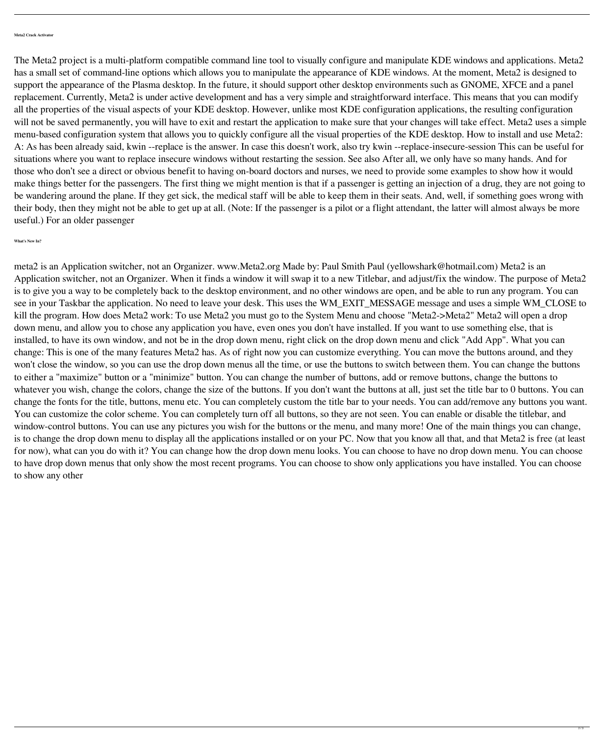**Meta2 Crack Activator**

The Meta2 project is a multi-platform compatible command line tool to visually configure and manipulate KDE windows and applications. Meta2 has a small set of command-line options which allows you to manipulate the appearance of KDE windows. At the moment, Meta2 is designed to support the appearance of the Plasma desktop. In the future, it should support other desktop environments such as GNOME, XFCE and a panel replacement. Currently, Meta2 is under active development and has a very simple and straightforward interface. This means that you can modify all the properties of the visual aspects of your KDE desktop. However, unlike most KDE configuration applications, the resulting configuration will not be saved permanently, you will have to exit and restart the application to make sure that your changes will take effect. Meta2 uses a simple menu-based configuration system that allows you to quickly configure all the visual properties of the KDE desktop. How to install and use Meta2: A: As has been already said, kwin --replace is the answer. In case this doesn't work, also try kwin --replace-insecure-session This can be useful for situations where you want to replace insecure windows without restarting the session. See also After all, we only have so many hands. And for those who don't see a direct or obvious benefit to having on-board doctors and nurses, we need to provide some examples to show how it would make things better for the passengers. The first thing we might mention is that if a passenger is getting an injection of a drug, they are not going to be wandering around the plane. If they get sick, the medical staff will be able to keep them in their seats. And, well, if something goes wrong with their body, then they might not be able to get up at all. (Note: If the passenger is a pilot or a flight attendant, the latter will almost always be more useful.) For an older passenger

**What's New In?**

meta2 is an Application switcher, not an Organizer. www.Meta2.org Made by: Paul Smith Paul (yellowshark@hotmail.com) Meta2 is an Application switcher, not an Organizer. When it finds a window it will swap it to a new Titlebar, and adjust/fix the window. The purpose of Meta2 is to give you a way to be completely back to the desktop environment, and no other windows are open, and be able to run any program. You can see in your Taskbar the application. No need to leave your desk. This uses the WM_EXIT_MESSAGE message and uses a simple WM_CLOSE to kill the program. How does Meta2 work: To use Meta2 you must go to the System Menu and choose "Meta2->Meta2" Meta2 will open a drop down menu, and allow you to chose any application you have, even ones you don't have installed. If you want to use something else, that is installed, to have its own window, and not be in the drop down menu, right click on the drop down menu and click "Add App". What you can change: This is one of the many features Meta2 has. As of right now you can customize everything. You can move the buttons around, and they won't close the window, so you can use the drop down menus all the time, or use the buttons to switch between them. You can change the buttons to either a "maximize" button or a "minimize" button. You can change the number of buttons, add or remove buttons, change the buttons to whatever you wish, change the colors, change the size of the buttons. If you don't want the buttons at all, just set the title bar to 0 buttons. You can change the fonts for the title, buttons, menu etc. You can completely custom the title bar to your needs. You can add/remove any buttons you want. You can customize the color scheme. You can completely turn off all buttons, so they are not seen. You can enable or disable the titlebar, and window-control buttons. You can use any pictures you wish for the buttons or the menu, and many more! One of the main things you can change, is to change the drop down menu to display all the applications installed or on your PC. Now that you know all that, and that Meta2 is free (at least for now), what can you do with it? You can change how the drop down menu looks. You can choose to have no drop down menu. You can choose to have drop down menus that only show the most recent programs. You can choose to show only applications you have installed. You can choose to show any other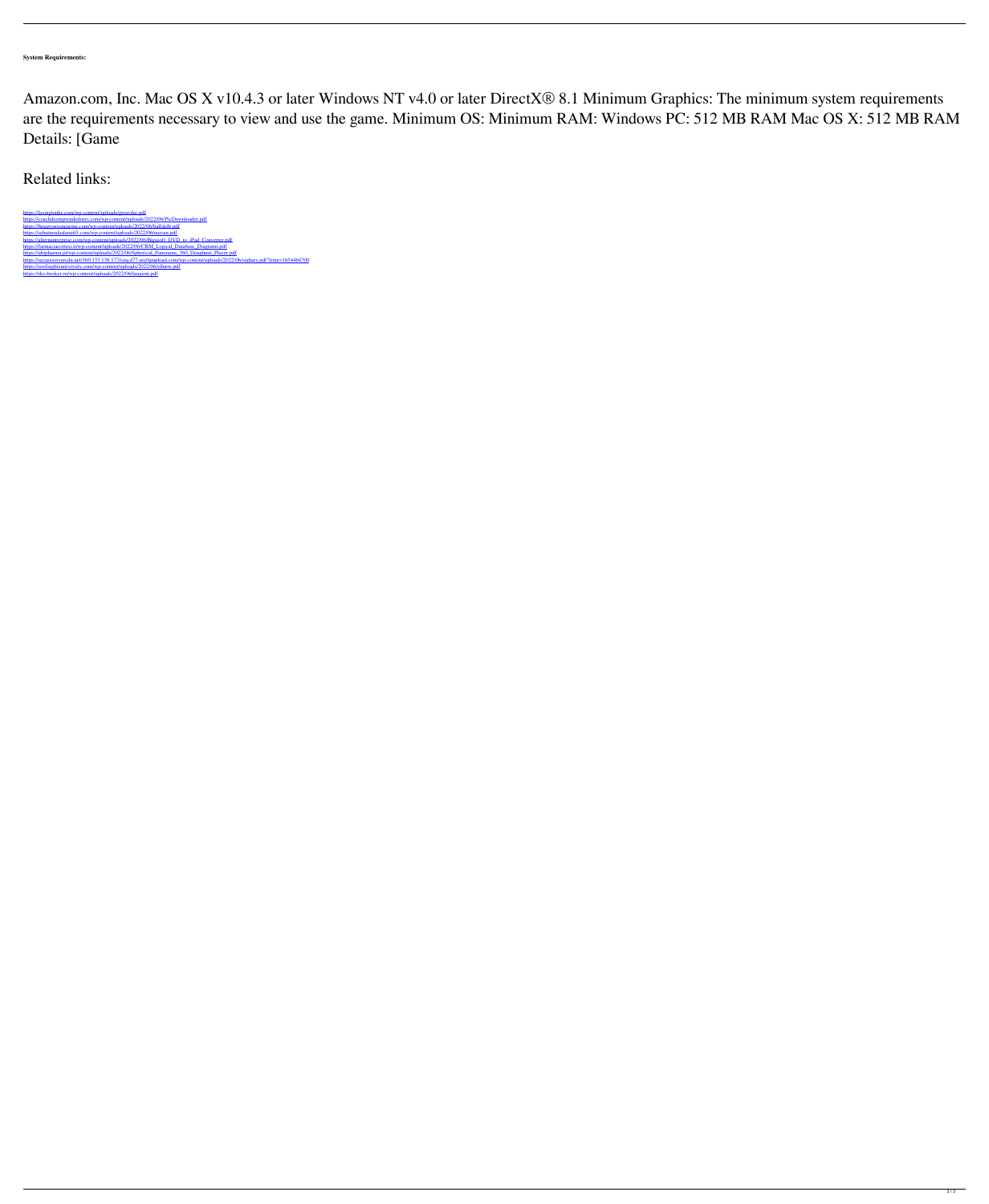**System Requirements:**

Amazon.com, Inc. Mac OS X v10.4.3 or later Windows NT v4.0 or later DirectX® 8.1 Minimum Graphics: The minimum system requirements are the requirements necessary to view and use the game. Minimum OS: Minimum RAM: Windows PC: 512 MB RAM Mac OS X: 512 MB RAM Details: [Game

Related links:

https://lavinytonhs.com/wp-content/uploads/gerasike.pdf
https://coachdeemprendedores.com/wp-content/uploads/2022/06/PicDownloader.pdf
https://beautyprosnearme.com/wp-content/uploads/2022/06/balfdelh.pdf
https://sehatmudaalami65.com/wp-content/uploads/2022/06/nazsas.pdf
https://altermanentreprise.com/wp-content/uploads/2022/06/Bigasoft_DVD_to_iPad_Converter.pdf
https://farmaciacortesi.it/wp-content/uploads/2022/06/CRM_Logical_Database_Diagrams.pdf
https://ubiqhanna.pt/wp-content/uploads/2022/06/Spherical_Panorama_360_Dxsubmit_Player.pdf
https://securesharecdn.net/160.153.138.177/zqq.d77.myftpupload.com/wp-content/uploads/2022/06/sighary.pdf?time=1654464700
https://roofingbizuniversity.com/wp-content/uploads/2022/06/ellnew.pdf
https://rko-broker.ru/wp-content/uploads/2022/06/langirm.pdf